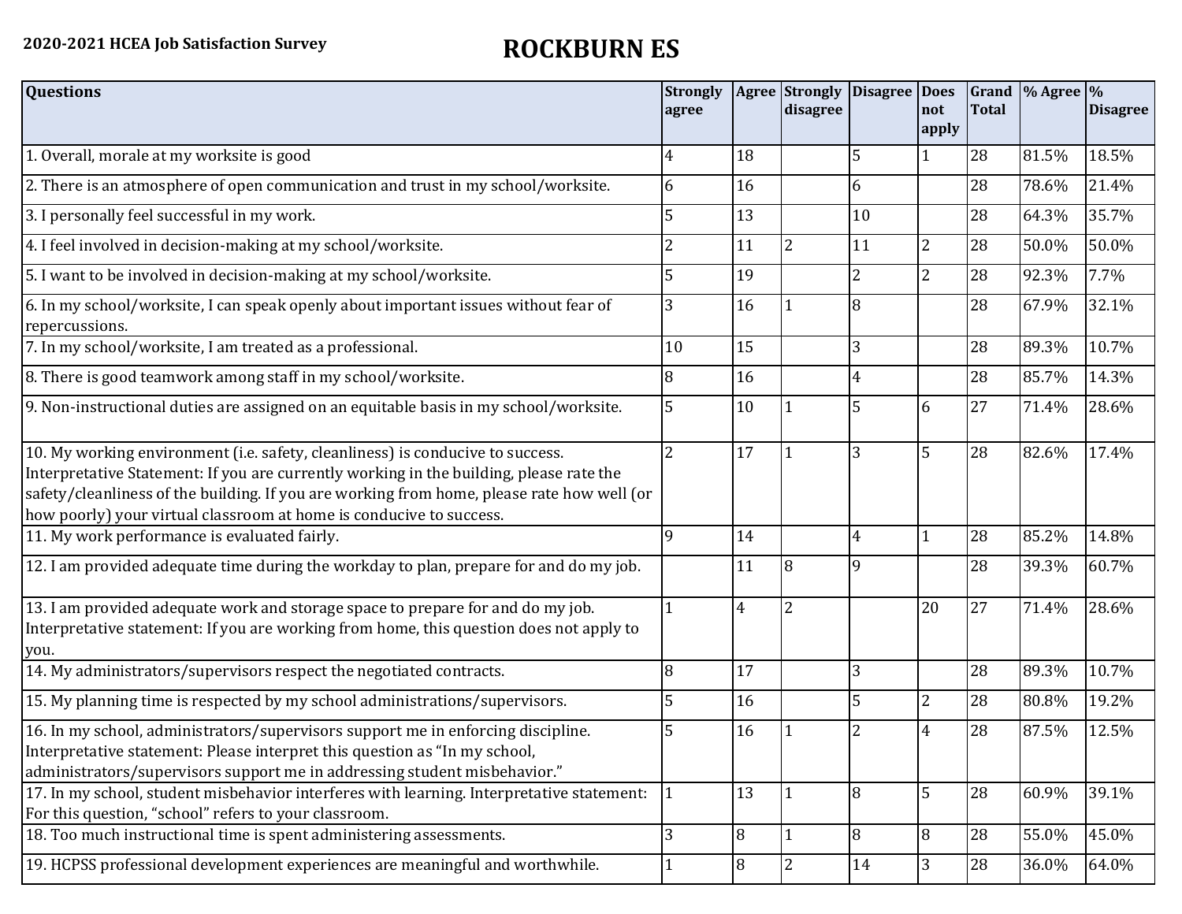**2020-2021 HCEA Job Satisfaction Survey**

# ROCKBURN ES

| Questions | Strongly agree | Agree | Strongly disagree | Disagree | Does not apply | Grand Total | % Agree | % Disagree |
|---|---|---|---|---|---|---|---|---|
| 1. Overall, morale at my worksite is good | 4 | 18 | | 5 | 1 | 28 | 81.5% | 18.5% |
| 2. There is an atmosphere of open communication and trust in my school/worksite. | 6 | 16 | | 6 | | 28 | 78.6% | 21.4% |
| 3. I personally feel successful in my work. | 5 | 13 | | 10 | | 28 | 64.3% | 35.7% |
| 4. I feel involved in decision-making at my school/worksite. | 2 | 11 | 2 | 11 | 2 | 28 | 50.0% | 50.0% |
| 5. I want to be involved in decision-making at my school/worksite. | 5 | 19 | | 2 | 2 | 28 | 92.3% | 7.7% |
| 6. In my school/worksite, I can speak openly about important issues without fear of repercussions. | 3 | 16 | 1 | 8 | | 28 | 67.9% | 32.1% |
| 7. In my school/worksite, I am treated as a professional. | 10 | 15 | | 3 | | 28 | 89.3% | 10.7% |
| 8. There is good teamwork among staff in my school/worksite. | 8 | 16 | | 4 | | 28 | 85.7% | 14.3% |
| 9. Non-instructional duties are assigned on an equitable basis in my school/worksite. | 5 | 10 | 1 | 5 | 6 | 27 | 71.4% | 28.6% |
| 10. My working environment (i.e. safety, cleanliness) is conducive to success. Interpretative Statement: If you are currently working in the building, please rate the safety/cleanliness of the building. If you are working from home, please rate how well (or how poorly) your virtual classroom at home is conducive to success. | 2 | 17 | 1 | 3 | 5 | 28 | 82.6% | 17.4% |
| 11. My work performance is evaluated fairly. | 9 | 14 | | 4 | 1 | 28 | 85.2% | 14.8% |
| 12. I am provided adequate time during the workday to plan, prepare for and do my job. | | 11 | 8 | 9 | | 28 | 39.3% | 60.7% |
| 13. I am provided adequate work and storage space to prepare for and do my job. Interpretative statement: If you are working from home, this question does not apply to you. | 1 | 4 | 2 | | 20 | 27 | 71.4% | 28.6% |
| 14. My administrators/supervisors respect the negotiated contracts. | 8 | 17 | | 3 | | 28 | 89.3% | 10.7% |
| 15. My planning time is respected by my school administrations/supervisors. | 5 | 16 | | 5 | 2 | 28 | 80.8% | 19.2% |
| 16. In my school, administrators/supervisors support me in enforcing discipline. Interpretative statement: Please interpret this question as "In my school, administrators/supervisors support me in addressing student misbehavior." | 5 | 16 | 1 | 2 | 4 | 28 | 87.5% | 12.5% |
| 17. In my school, student misbehavior interferes with learning. Interpretative statement: For this question, "school" refers to your classroom. | 1 | 13 | 1 | 8 | 5 | 28 | 60.9% | 39.1% |
| 18. Too much instructional time is spent administering assessments. | 3 | 8 | 1 | 8 | 8 | 28 | 55.0% | 45.0% |
| 19. HCPSS professional development experiences are meaningful and worthwhile. | 1 | 8 | 2 | 14 | 3 | 28 | 36.0% | 64.0% |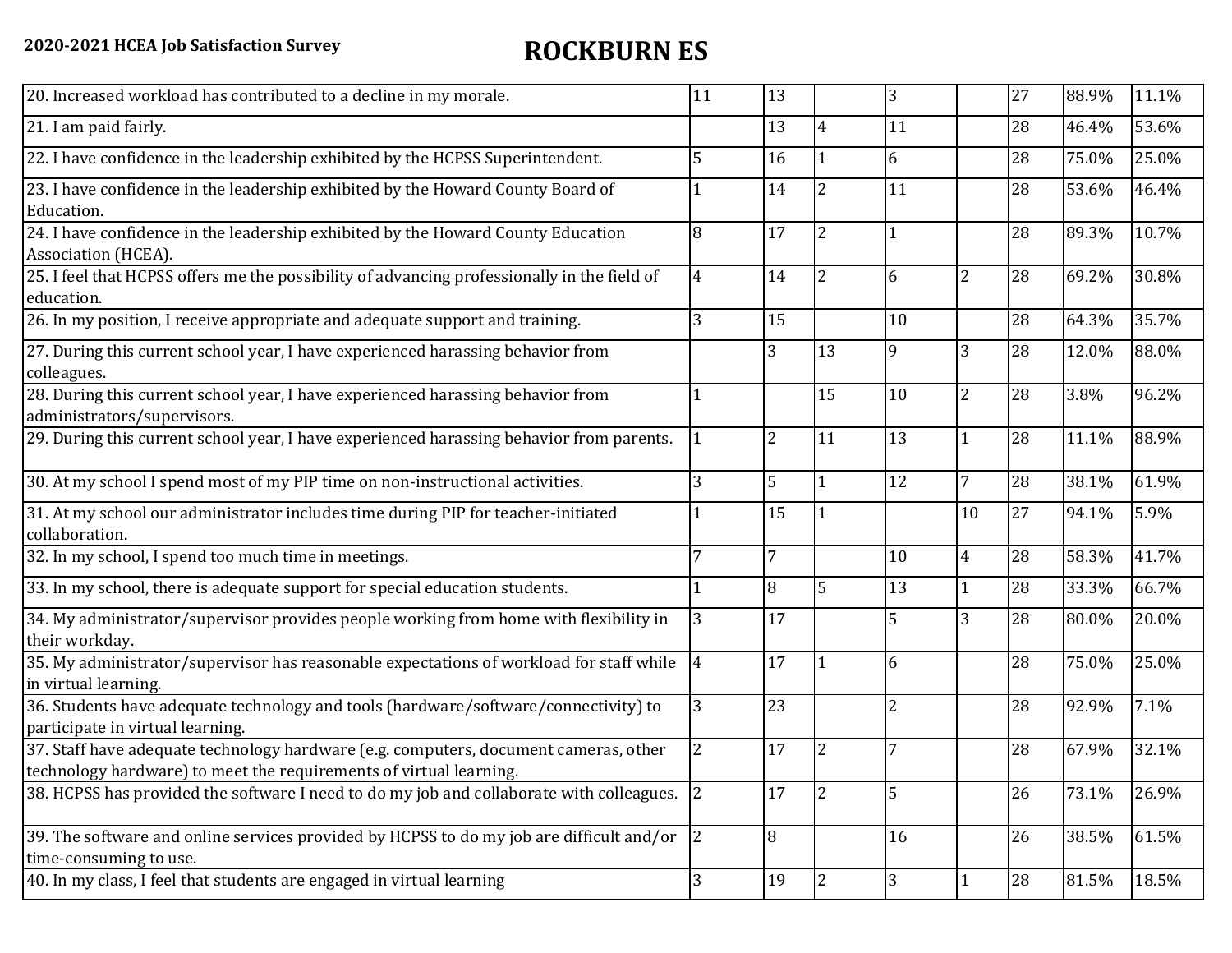| | | | | | | | | |
|---|---|---|---|---|---|---|---|---|
| 20. Increased workload has contributed to a decline in my morale. | 11 | 13 | | 3 | | 27 | 88.9% | 11.1% |
| 21. I am paid fairly. | | 13 | 4 | 11 | | 28 | 46.4% | 53.6% |
| 22. I have confidence in the leadership exhibited by the HCPSS Superintendent. | 5 | 16 | 1 | 6 | | 28 | 75.0% | 25.0% |
| 23. I have confidence in the leadership exhibited by the Howard County Board of Education. | 1 | 14 | 2 | 11 | | 28 | 53.6% | 46.4% |
| 24. I have confidence in the leadership exhibited by the Howard County Education Association (HCEA). | 8 | 17 | 2 | 1 | | 28 | 89.3% | 10.7% |
| 25. I feel that HCPSS offers me the possibility of advancing professionally in the field of education. | 4 | 14 | 2 | 6 | 2 | 28 | 69.2% | 30.8% |
| 26. In my position, I receive appropriate and adequate support and training. | 3 | 15 | | 10 | | 28 | 64.3% | 35.7% |
| 27. During this current school year, I have experienced harassing behavior from colleagues. | | 3 | 13 | 9 | 3 | 28 | 12.0% | 88.0% |
| 28. During this current school year, I have experienced harassing behavior from administrators/supervisors. | 1 | | 15 | 10 | 2 | 28 | 3.8% | 96.2% |
| 29. During this current school year, I have experienced harassing behavior from parents. | 1 | 2 | 11 | 13 | 1 | 28 | 11.1% | 88.9% |
| 30. At my school I spend most of my PIP time on non-instructional activities. | 3 | 5 | 1 | 12 | 7 | 28 | 38.1% | 61.9% |
| 31. At my school our administrator includes time during PIP for teacher-initiated collaboration. | 1 | 15 | 1 | | 10 | 27 | 94.1% | 5.9% |
| 32. In my school, I spend too much time in meetings. | 7 | 7 | | 10 | 4 | 28 | 58.3% | 41.7% |
| 33. In my school, there is adequate support for special education students. | 1 | 8 | 5 | 13 | 1 | 28 | 33.3% | 66.7% |
| 34. My administrator/supervisor provides people working from home with flexibility in their workday. | 3 | 17 | | 5 | 3 | 28 | 80.0% | 20.0% |
| 35. My administrator/supervisor has reasonable expectations of workload for staff while in virtual learning. | 4 | 17 | 1 | 6 | | 28 | 75.0% | 25.0% |
| 36. Students have adequate technology and tools (hardware/software/connectivity) to participate in virtual learning. | 3 | 23 | | 2 | | 28 | 92.9% | 7.1% |
| 37. Staff have adequate technology hardware (e.g. computers, document cameras, other technology hardware) to meet the requirements of virtual learning. | 2 | 17 | 2 | 7 | | 28 | 67.9% | 32.1% |
| 38. HCPSS has provided the software I need to do my job and collaborate with colleagues. | 2 | 17 | 2 | 5 | | 26 | 73.1% | 26.9% |
| 39. The software and online services provided by HCPSS to do my job are difficult and/or time-consuming to use. | 2 | 8 | | 16 | | 26 | 38.5% | 61.5% |
| 40. In my class, I feel that students are engaged in virtual learning | 3 | 19 | 2 | 3 | 1 | 28 | 81.5% | 18.5% |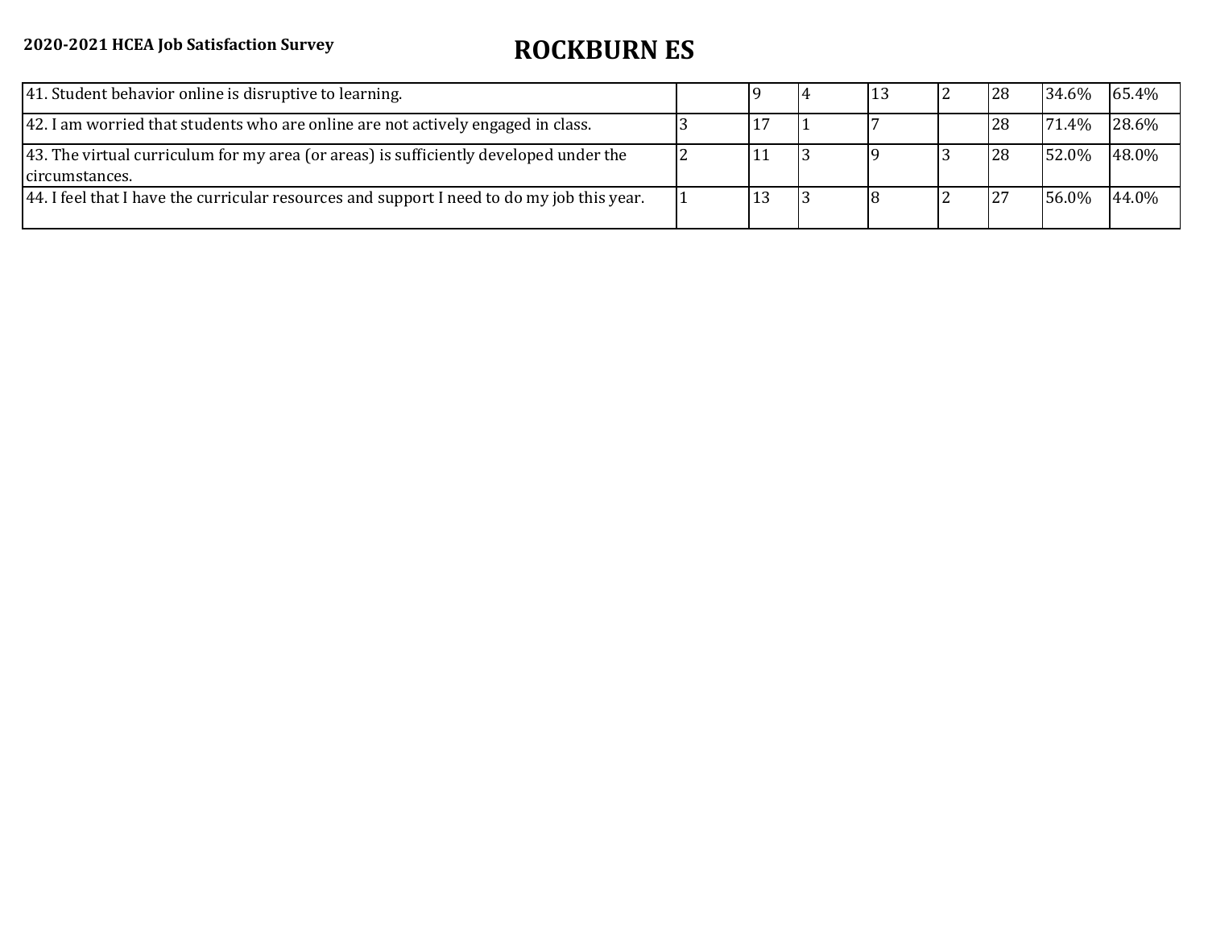2020-2021 HCEA Job Satisfaction Survey

# ROCKBURN ES

| | | | | | | | | |
|---|---|---|---|---|---|---|---|---|
| 41. Student behavior online is disruptive to learning. | | 9 | 4 | 13 | 2 | 28 | 34.6% | 65.4% |
| 42. I am worried that students who are online are not actively engaged in class. | 3 | 17 | 1 | 7 | | 28 | 71.4% | 28.6% |
| 43. The virtual curriculum for my area (or areas) is sufficiently developed under the circumstances. | 2 | 11 | 3 | 9 | 3 | 28 | 52.0% | 48.0% |
| 44. I feel that I have the curricular resources and support I need to do my job this year. | 1 | 13 | 3 | 8 | 2 | 27 | 56.0% | 44.0% |